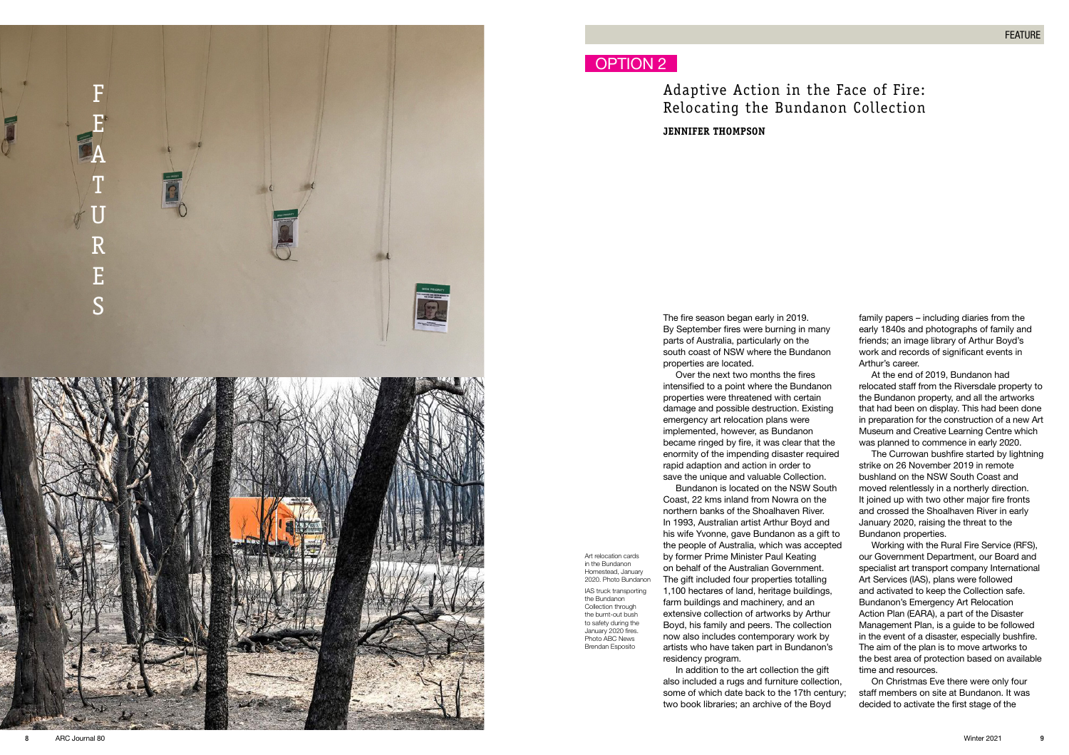OPTION 2

# Adaptive Action in the Face of Fire: Relocating the Bundanon Collection

**JENNIFER THOMPSON**

Art relocation cards in the Bundanon Homestead, January 2020. Photo Bundanon

IAS truck transporting the Bundanon Collection through the burnt-out bush to safety during the January 2020 fires. Photo ABC News Brendan Esposito

The fire season began early in 2019. By September fires were burning in many parts of Australia, particularly on the south coast of NSW where the Bundanon properties are located.

Over the next two months the fires intensified to a point where the Bundanon properties were threatened with certain damage and possible destruction. Existing emergency art relocation plans were implemented, however, as Bundanon became ringed by fire, it was clear that the enormity of the impending disaster required rapid adaption and action in order to save the unique and valuable Collection.

Bundanon is located on the NSW South Coast, 22 kms inland from Nowra on the northern banks of the Shoalhaven River. In 1993, Australian artist Arthur Boyd and his wife Yvonne, gave Bundanon as a gift to the people of Australia, which was accepted by former Prime Minister Paul Keating on behalf of the Australian Government. The gift included four properties totalling 1,100 hectares of land, heritage buildings, farm buildings and machinery, and an extensive collection of artworks by Arthur Boyd, his family and peers. The collection now also includes contemporary work by artists who have taken part in Bundanon's residency program.

In addition to the art collection the gift also included a rugs and furniture collection, some of which date back to the 17th century; two book libraries; an archive of the Boyd family papers – including diaries from the early 1840s and photographs of family and friends; an image library of Arthur Boyd's work and records of significant events in Arthur's career.

At the end of 2019, Bundanon had relocated staff from the Riversdale property to the Bundanon property, and all the artworks that had been on display. This had been done in preparation for the construction of a new Art Museum and Creative Learning Centre which was planned to commence in early 2020.

The Currowan bushfire started by lightning strike on 26 November 2019 in remote bushland on the NSW South Coast and moved relentlessly in a northerly direction. It joined up with two other major fire fronts and crossed the Shoalhaven River in early January 2020, raising the threat to the Bundanon properties.

Working with the Rural Fire Service (RFS), our Government Department, our Board and specialist art transport company International Art Services (IAS), plans were followed and activated to keep the Collection safe. Bundanon's Emergency Art Relocation Action Plan (EARA), a part of the Disaster Management Plan, is a guide to be followed in the event of a disaster, especially bushfire. The aim of the plan is to move artworks to the best area of protection based on available time and resources.

On Christmas Eve there were only four staff members on site at Bundanon. It was decided to activate the first stage of the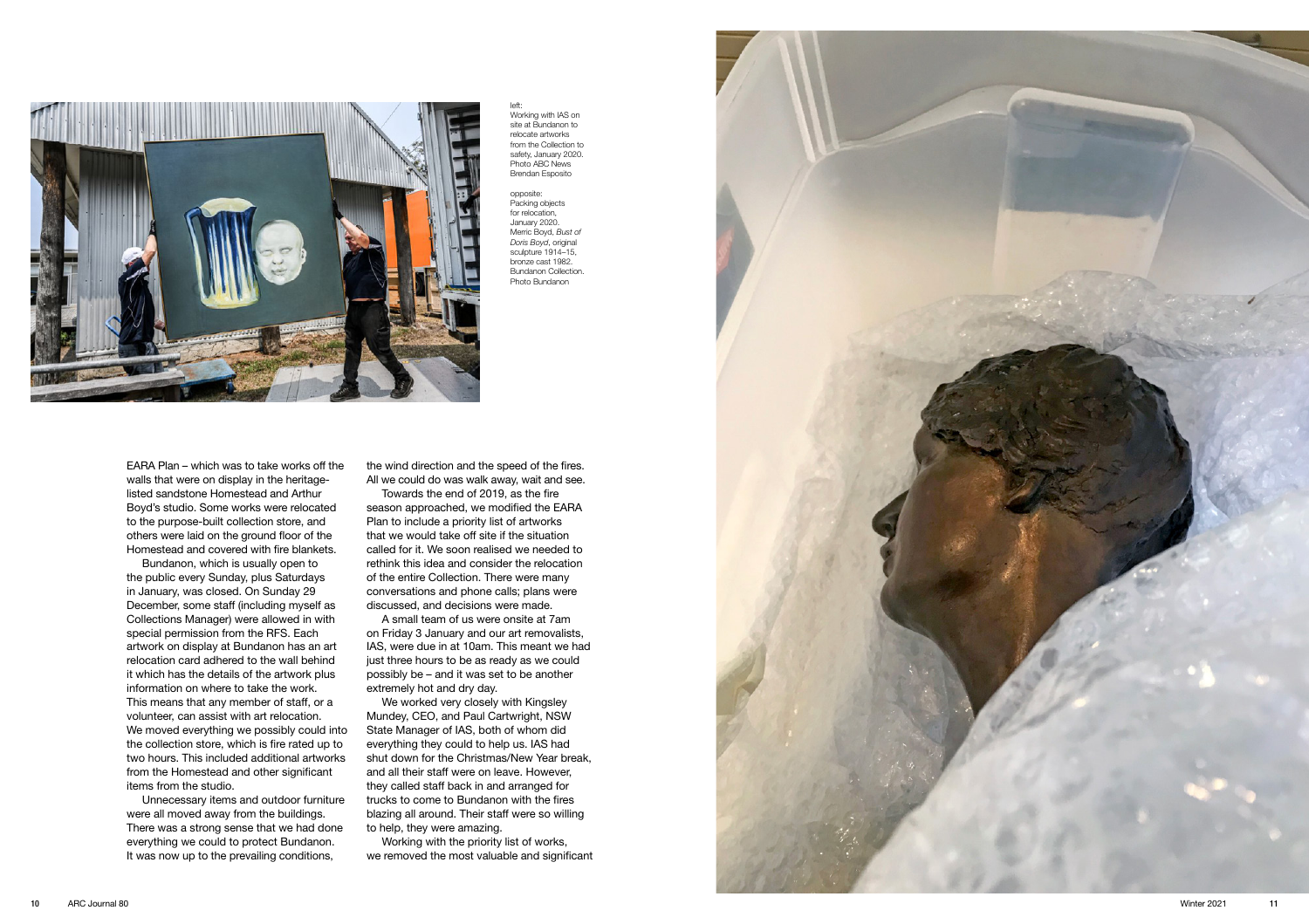left:
Working with IAS on site at Bundanon to relocate artworks from the Collection to safety, January 2020. Photo ABC News Brendan Esposito

opposite:
Packing objects for relocation, January 2020. Merric Boyd, *Bust of Doris Boyd*, original sculpture 1914–15, bronze cast 1982. Bundanon Collection. Photo Bundanon

EARA Plan – which was to take works off the walls that were on display in the heritage-listed sandstone Homestead and Arthur Boyd's studio. Some works were relocated to the purpose-built collection store, and others were laid on the ground floor of the Homestead and covered with fire blankets.

Bundanon, which is usually open to the public every Sunday, plus Saturdays in January, was closed. On Sunday 29 December, some staff (including myself as Collections Manager) were allowed in with special permission from the RFS. Each artwork on display at Bundanon has an art relocation card adhered to the wall behind it which has the details of the artwork plus information on where to take the work. This means that any member of staff, or a volunteer, can assist with art relocation. We moved everything we possibly could into the collection store, which is fire rated up to two hours. This included additional artworks from the Homestead and other significant items from the studio.

Unnecessary items and outdoor furniture were all moved away from the buildings. There was a strong sense that we had done everything we could to protect Bundanon. It was now up to the prevailing conditions, the wind direction and the speed of the fires. All we could do was walk away, wait and see.

Towards the end of 2019, as the fire season approached, we modified the EARA Plan to include a priority list of artworks that we would take off site if the situation called for it. We soon realised we needed to rethink this idea and consider the relocation of the entire Collection. There were many conversations and phone calls; plans were discussed, and decisions were made.

A small team of us were onsite at 7am on Friday 3 January and our art removalists, IAS, were due in at 10am. This meant we had just three hours to be as ready as we could possibly be – and it was set to be another extremely hot and dry day.

We worked very closely with Kingsley Mundey, CEO, and Paul Cartwright, NSW State Manager of IAS, both of whom did everything they could to help us. IAS had shut down for the Christmas/New Year break, and all their staff were on leave. However, they called staff back in and arranged for trucks to come to Bundanon with the fires blazing all around. Their staff were so willing to help, they were amazing.

Working with the priority list of works, we removed the most valuable and significant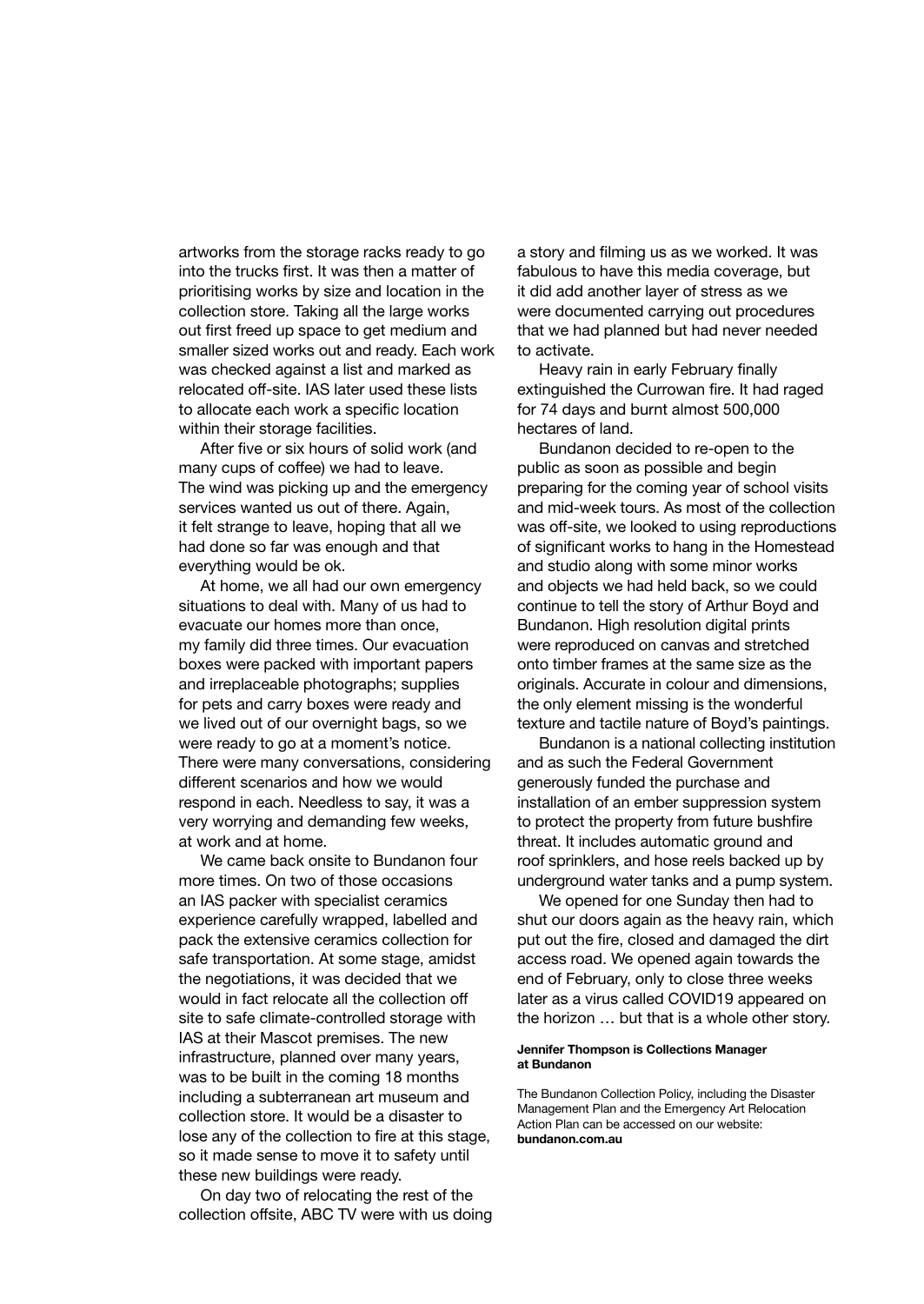artworks from the storage racks ready to go into the trucks first. It was then a matter of prioritising works by size and location in the collection store. Taking all the large works out first freed up space to get medium and smaller sized works out and ready. Each work was checked against a list and marked as relocated off-site. IAS later used these lists to allocate each work a specific location within their storage facilities.

After five or six hours of solid work (and many cups of coffee) we had to leave. The wind was picking up and the emergency services wanted us out of there. Again, it felt strange to leave, hoping that all we had done so far was enough and that everything would be ok.

At home, we all had our own emergency situations to deal with. Many of us had to evacuate our homes more than once, my family did three times. Our evacuation boxes were packed with important papers and irreplaceable photographs; supplies for pets and carry boxes were ready and we lived out of our overnight bags, so we were ready to go at a moment's notice. There were many conversations, considering different scenarios and how we would respond in each. Needless to say, it was a very worrying and demanding few weeks, at work and at home.

We came back onsite to Bundanon four more times. On two of those occasions an IAS packer with specialist ceramics experience carefully wrapped, labelled and pack the extensive ceramics collection for safe transportation. At some stage, amidst the negotiations, it was decided that we would in fact relocate all the collection off site to safe climate-controlled storage with IAS at their Mascot premises. The new infrastructure, planned over many years, was to be built in the coming 18 months including a subterranean art museum and collection store. It would be a disaster to lose any of the collection to fire at this stage, so it made sense to move it to safety until these new buildings were ready.

On day two of relocating the rest of the collection offsite, ABC TV were with us doing a story and filming us as we worked. It was fabulous to have this media coverage, but it did add another layer of stress as we were documented carrying out procedures that we had planned but had never needed to activate.

Heavy rain in early February finally extinguished the Currowan fire. It had raged for 74 days and burnt almost 500,000 hectares of land.

Bundanon decided to re-open to the public as soon as possible and begin preparing for the coming year of school visits and mid-week tours. As most of the collection was off-site, we looked to using reproductions of significant works to hang in the Homestead and studio along with some minor works and objects we had held back, so we could continue to tell the story of Arthur Boyd and Bundanon. High resolution digital prints were reproduced on canvas and stretched onto timber frames at the same size as the originals. Accurate in colour and dimensions, the only element missing is the wonderful texture and tactile nature of Boyd's paintings.

Bundanon is a national collecting institution and as such the Federal Government generously funded the purchase and installation of an ember suppression system to protect the property from future bushfire threat. It includes automatic ground and roof sprinklers, and hose reels backed up by underground water tanks and a pump system.

We opened for one Sunday then had to shut our doors again as the heavy rain, which put out the fire, closed and damaged the dirt access road. We opened again towards the end of February, only to close three weeks later as a virus called COVID19 appeared on the horizon … but that is a whole other story.

**Jennifer Thompson is Collections Manager at Bundanon**

The Bundanon Collection Policy, including the Disaster Management Plan and the Emergency Art Relocation Action Plan can be accessed on our website: **bundanon.com.au**